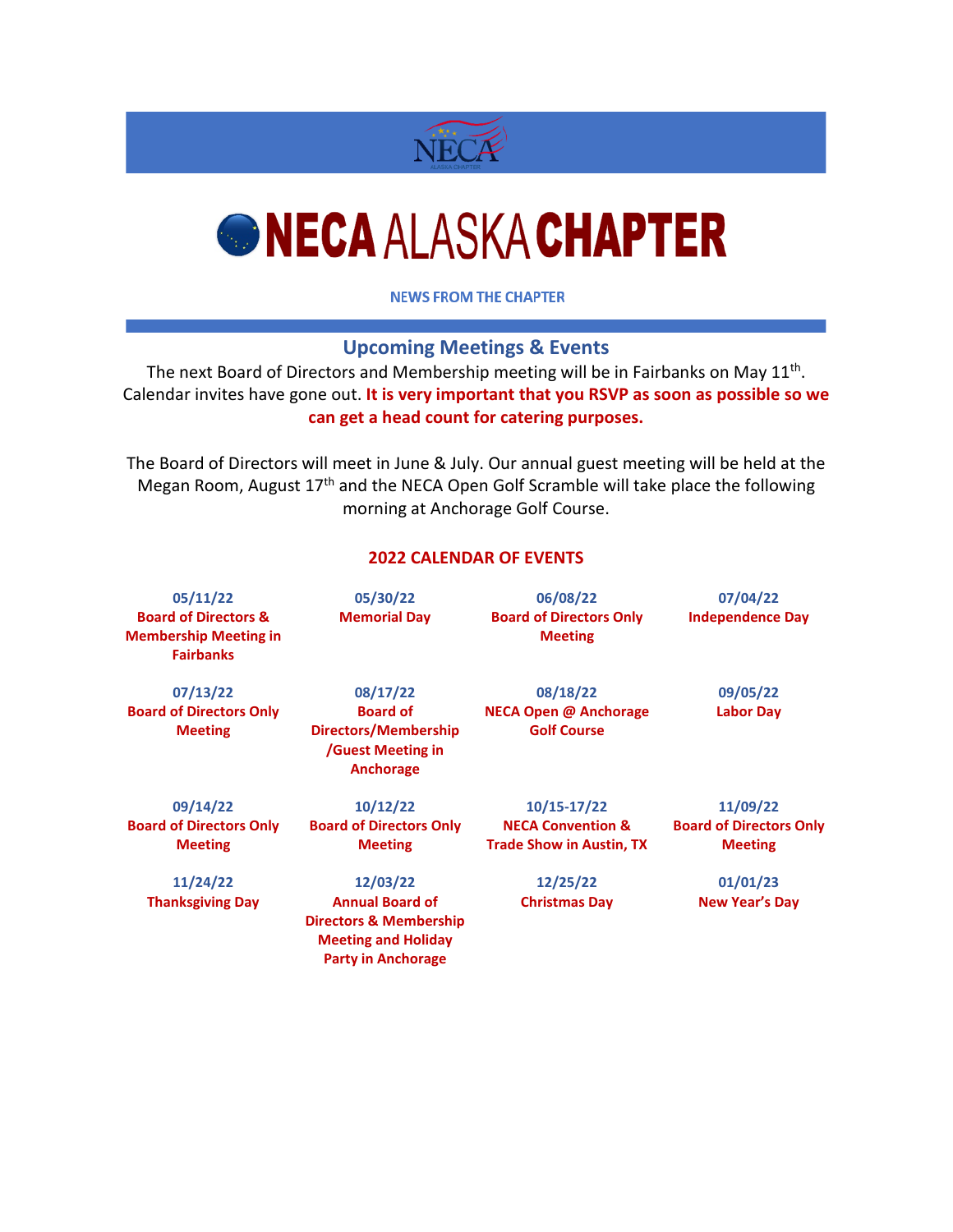# NECA ALASKA CHAPTER

NEWS FROM THE CHAPTER

## Upcoming Meetings & Events

The next Board of Directors and Membership meeting will be in Fairbanks on May 11th. Calendar invites have gone out. **It is very important that you RSVP as soon as possible so we can get a head count for catering purposes.**

The Board of Directors will meet in June & July. Our annual guest meeting will be held at the Megan Room, August 17th and the NECA Open Golf Scramble will take place the following morning at Anchorage Golf Course.

### 2022 CALENDAR OF EVENTS

| | | | |
|---|---|---|---|
| **05/11/22**<br>**Board of Directors & Membership Meeting in Fairbanks** | **05/30/22**<br>**Memorial Day** | **06/08/22**<br>**Board of Directors Only Meeting** | **07/04/22**<br>**Independence Day** |
| **07/13/22**<br>**Board of Directors Only Meeting** | **08/17/22**<br>**Board of Directors/Membership /Guest Meeting in Anchorage** | **08/18/22**<br>**NECA Open @ Anchorage Golf Course** | **09/05/22**<br>**Labor Day** |
| **09/14/22**<br>**Board of Directors Only Meeting** | **10/12/22**<br>**Board of Directors Only Meeting** | **10/15-17/22**<br>**NECA Convention & Trade Show in Austin, TX** | **11/09/22**<br>**Board of Directors Only Meeting** |
| **11/24/22**<br>**Thanksgiving Day** | **12/03/22**<br>**Annual Board of Directors & Membership Meeting and Holiday Party in Anchorage** | **12/25/22**<br>**Christmas Day** | **01/01/23**<br>**New Year's Day** |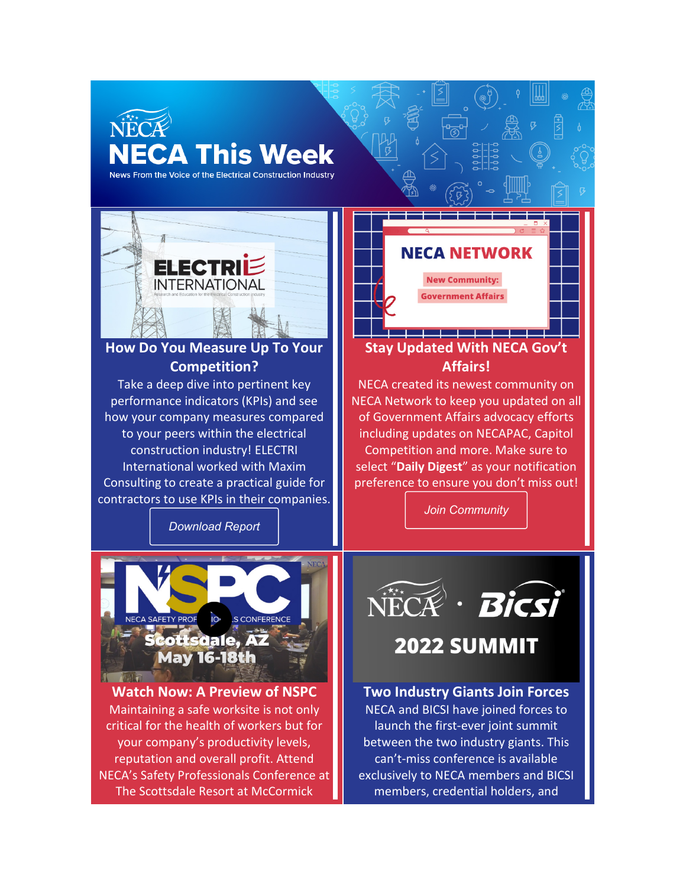# NECA This Week

News From the Voice of the Electrical Construction Industry

## How Do You Measure Up To Your Competition?

Take a deep dive into pertinent key performance indicators (KPIs) and see how your company measures compared to your peers within the electrical construction industry! ELECTRI International worked with Maxim Consulting to create a practical guide for contractors to use KPIs in their companies.

*Download Report*

## Stay Updated With NECA Gov't Affairs!

NECA created its newest community on NECA Network to keep you updated on all of Government Affairs advocacy efforts including updates on NECAPAC, Capitol Competition and more. Make sure to select "**Daily Digest**" as your notification preference to ensure you don't miss out!

*Join Community*

## Watch Now: A Preview of NSPC

Maintaining a safe worksite is not only critical for the health of workers but for your company's productivity levels, reputation and overall profit. Attend NECA's Safety Professionals Conference at The Scottsdale Resort at McCormick

## Two Industry Giants Join Forces

NECA and BICSI have joined forces to launch the first-ever joint summit between the two industry giants. This can't-miss conference is available exclusively to NECA members and BICSI members, credential holders, and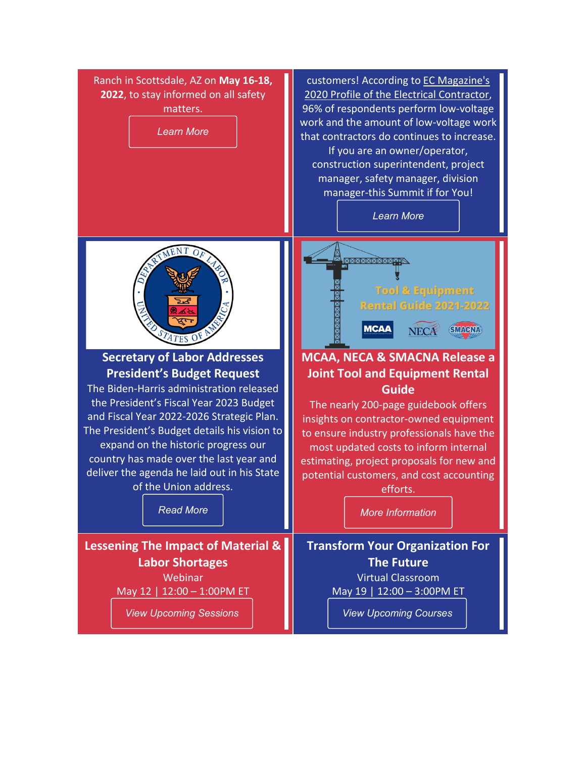Ranch in Scottsdale, AZ on **May 16-18, 2022**, to stay informed on all safety matters.

*Learn More*

customers! According to EC Magazine's 2020 Profile of the Electrical Contractor, 96% of respondents perform low-voltage work and the amount of low-voltage work that contractors do continues to increase. If you are an owner/operator, construction superintendent, project manager, safety manager, division manager-this Summit if for You!

*Learn More*

**Secretary of Labor Addresses President's Budget Request**

The Biden-Harris administration released the President's Fiscal Year 2023 Budget and Fiscal Year 2022-2026 Strategic Plan. The President's Budget details his vision to expand on the historic progress our country has made over the last year and deliver the agenda he laid out in his State of the Union address.

*Read More*

**MCAA, NECA & SMACNA Release a Joint Tool and Equipment Rental Guide**

The nearly 200-page guidebook offers insights on contractor-owned equipment to ensure industry professionals have the most updated costs to inform internal estimating, project proposals for new and potential customers, and cost accounting efforts.

*More Information*

**Lessening The Impact of Material & Labor Shortages**

Webinar

May 12 | 12:00 – 1:00PM ET

*View Upcoming Sessions*

**Transform Your Organization For The Future**

Virtual Classroom

May 19 | 12:00 – 3:00PM ET

*View Upcoming Courses*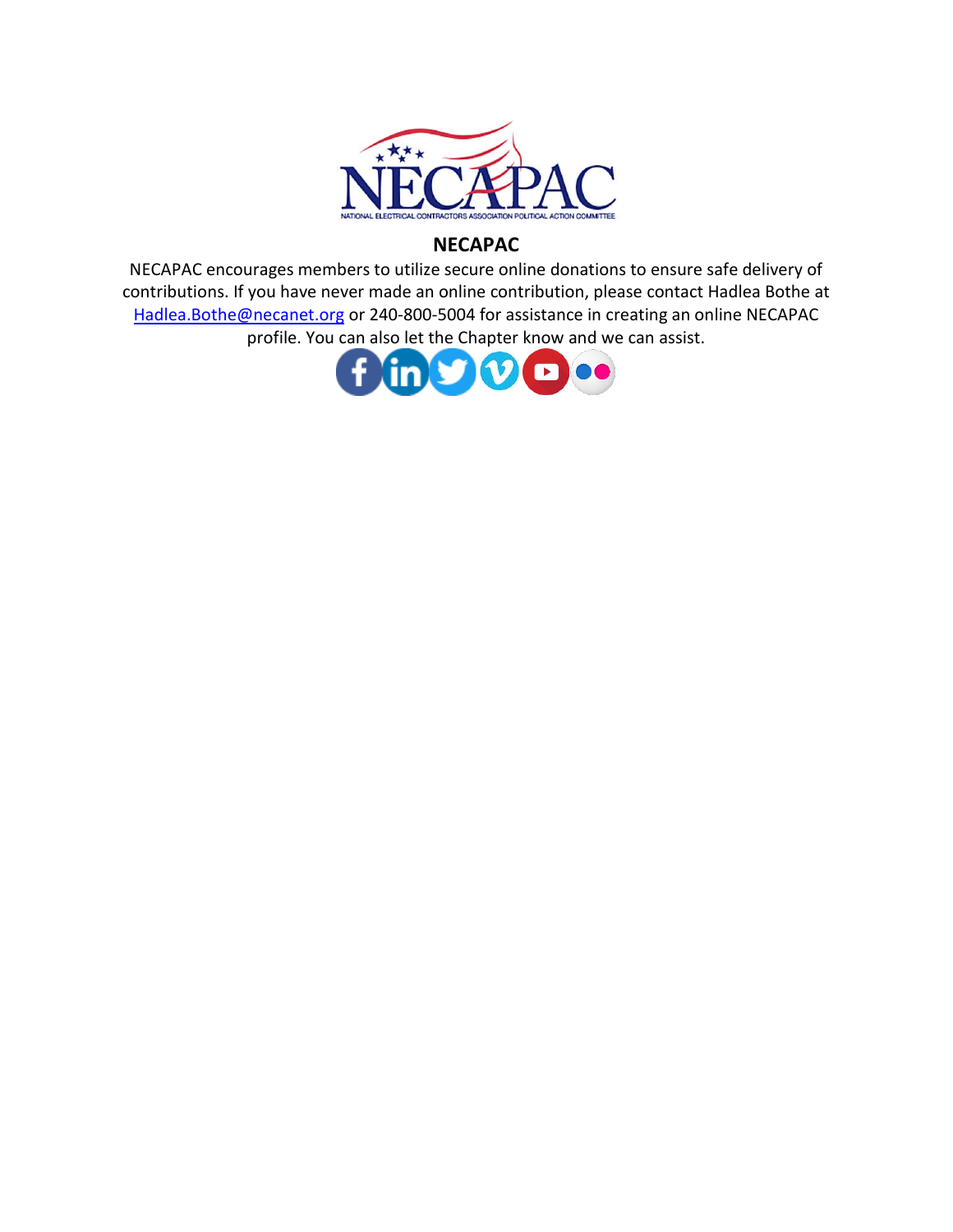## NECAPAC

NECAPAC encourages members to utilize secure online donations to ensure safe delivery of contributions. If you have never made an online contribution, please contact Hadlea Bothe at Hadlea.Bothe@necanet.org or 240-800-5004 for assistance in creating an online NECAPAC profile. You can also let the Chapter know and we can assist.